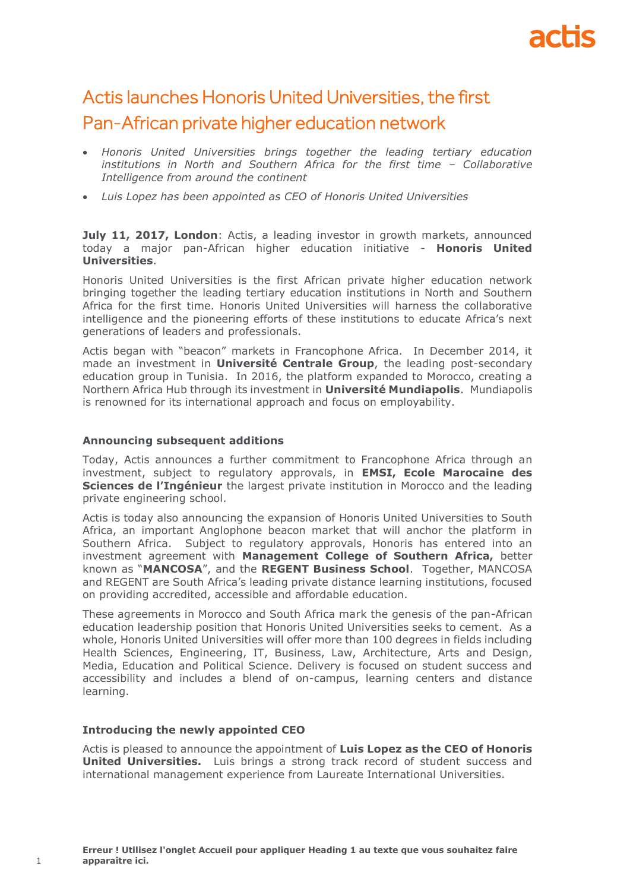# Actis launches Honoris United Universities, the first Pan-African private higher education network

- *Honoris United Universities brings together the leading tertiary education institutions in North and Southern Africa for the first time – Collaborative Intelligence from around the continent*
- *Luis Lopez has been appointed as CEO of Honoris United Universities*

**July 11, 2017, London**: Actis, a leading investor in growth markets, announced today a major pan-African higher education initiative - **Honoris United Universities**.

Honoris United Universities is the first African private higher education network bringing together the leading tertiary education institutions in North and Southern Africa for the first time. Honoris United Universities will harness the collaborative intelligence and the pioneering efforts of these institutions to educate Africa's next generations of leaders and professionals.

Actis began with "beacon" markets in Francophone Africa. In December 2014, it made an investment in **Université Centrale Group**, the leading post-secondary education group in Tunisia. In 2016, the platform expanded to Morocco, creating a Northern Africa Hub through its investment in **Université Mundiapolis**. Mundiapolis is renowned for its international approach and focus on employability.

### Announcing subsequent additions

Today, Actis announces a further commitment to Francophone Africa through an investment, subject to regulatory approvals, in **EMSI, Ecole Marocaine des Sciences de l'Ingénieur** the largest private institution in Morocco and the leading private engineering school.

Actis is today also announcing the expansion of Honoris United Universities to South Africa, an important Anglophone beacon market that will anchor the platform in Southern Africa. Subject to regulatory approvals, Honoris has entered into an investment agreement with **Management College of Southern Africa,** better known as "**MANCOSA**", and the **REGENT Business School**. Together, MANCOSA and REGENT are South Africa's leading private distance learning institutions, focused on providing accredited, accessible and affordable education.

These agreements in Morocco and South Africa mark the genesis of the pan-African education leadership position that Honoris United Universities seeks to cement. As a whole, Honoris United Universities will offer more than 100 degrees in fields including Health Sciences, Engineering, IT, Business, Law, Architecture, Arts and Design, Media, Education and Political Science. Delivery is focused on student success and accessibility and includes a blend of on-campus, learning centers and distance learning.

### Introducing the newly appointed CEO

Actis is pleased to announce the appointment of **Luis Lopez as the CEO of Honoris United Universities.** Luis brings a strong track record of student success and international management experience from Laureate International Universities.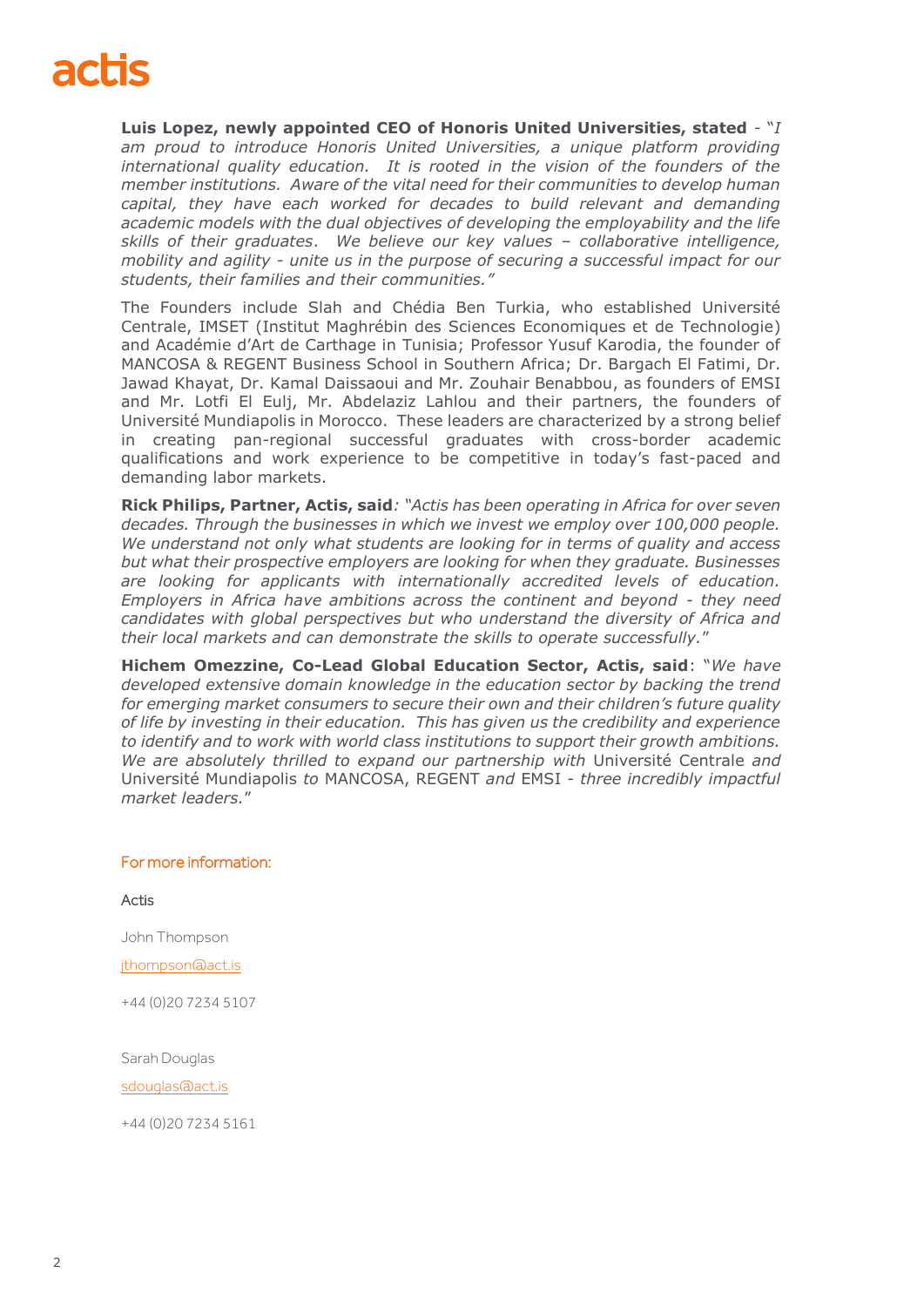**Luis Lopez, newly appointed CEO of Honoris United Universities, stated** - "*I am proud to introduce Honoris United Universities, a unique platform providing international quality education. It is rooted in the vision of the founders of the member institutions. Aware of the vital need for their communities to develop human capital, they have each worked for decades to build relevant and demanding academic models with the dual objectives of developing the employability and the life skills of their graduates. We believe our key values – collaborative intelligence, mobility and agility - unite us in the purpose of securing a successful impact for our students, their families and their communities.*"

The Founders include Slah and Chédia Ben Turkia, who established Université Centrale, IMSET (Institut Maghrébin des Sciences Economiques et de Technologie) and Académie d'Art de Carthage in Tunisia; Professor Yusuf Karodia, the founder of MANCOSA & REGENT Business School in Southern Africa; Dr. Bargach El Fatimi, Dr. Jawad Khayat, Dr. Kamal Daissaoui and Mr. Zouhair Benabbou, as founders of EMSI and Mr. Lotfi El Eulj, Mr. Abdelaziz Lahlou and their partners, the founders of Université Mundiapolis in Morocco. These leaders are characterized by a strong belief in creating pan-regional successful graduates with cross-border academic qualifications and work experience to be competitive in today's fast-paced and demanding labor markets.

**Rick Philips, Partner, Actis, said**: "*Actis has been operating in Africa for over seven decades. Through the businesses in which we invest we employ over 100,000 people. We understand not only what students are looking for in terms of quality and access but what their prospective employers are looking for when they graduate. Businesses are looking for applicants with internationally accredited levels of education. Employers in Africa have ambitions across the continent and beyond - they need candidates with global perspectives but who understand the diversity of Africa and their local markets and can demonstrate the skills to operate successfully.*"

**Hichem Omezzine, Co-Lead Global Education Sector, Actis, said**: "*We have developed extensive domain knowledge in the education sector by backing the trend for emerging market consumers to secure their own and their children's future quality of life by investing in their education. This has given us the credibility and experience to identify and to work with world class institutions to support their growth ambitions. We are absolutely thrilled to expand our partnership with* Université Centrale *and* Université Mundiapolis *to* MANCOSA, REGENT *and* EMSI - *three incredibly impactful market leaders.*"

## For more information:

Actis

John Thompson

jthompson@act.is

+44 (0)20 7234 5107

Sarah Douglas

sdouglas@act.is

+44 (0)20 7234 5161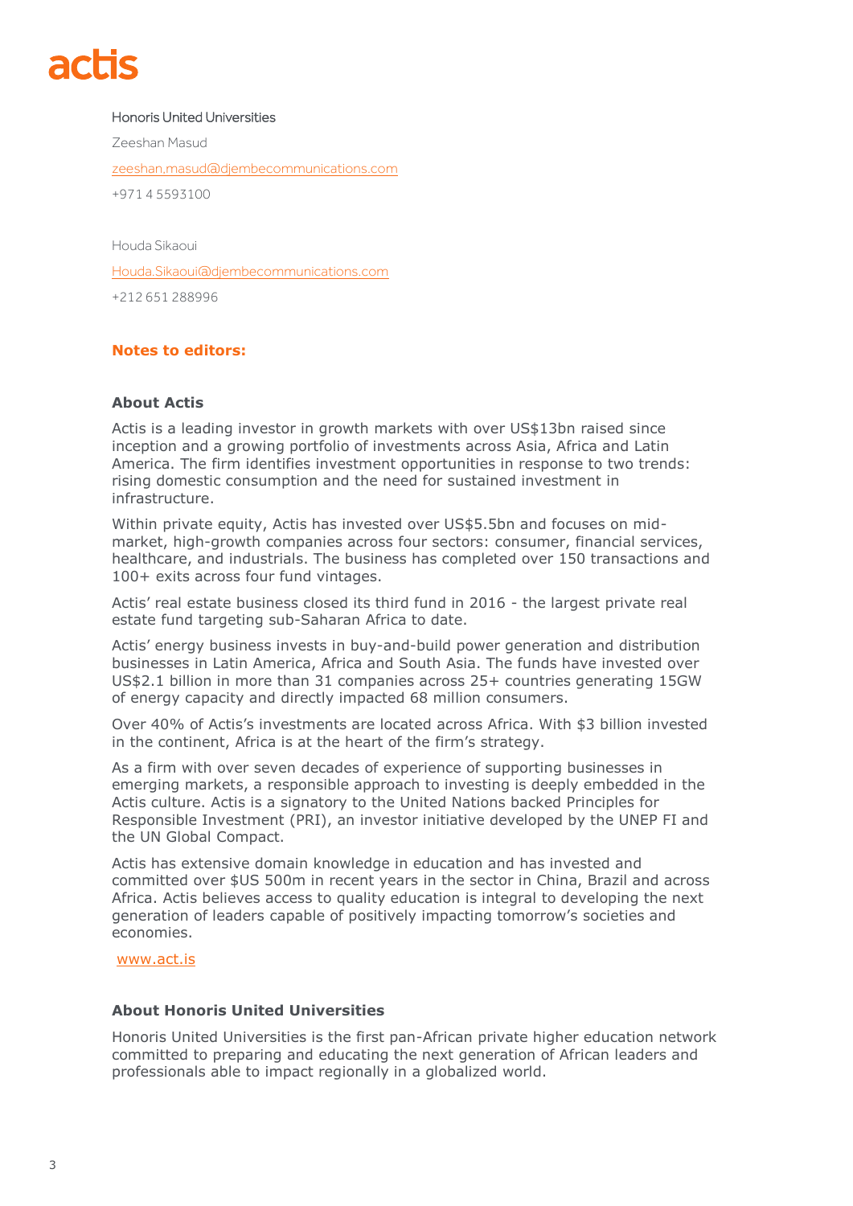Honoris United Universities

Zeeshan Masud

zeeshan.masud@djembecommunications.com

+971 4 5593100

Houda Sikaoui

Houda.Sikaoui@djembecommunications.com

+212 651 288996

**Notes to editors:**

### About Actis

Actis is a leading investor in growth markets with over US$13bn raised since inception and a growing portfolio of investments across Asia, Africa and Latin America. The firm identifies investment opportunities in response to two trends: rising domestic consumption and the need for sustained investment in infrastructure.

Within private equity, Actis has invested over US$5.5bn and focuses on mid-market, high-growth companies across four sectors: consumer, financial services, healthcare, and industrials. The business has completed over 150 transactions and 100+ exits across four fund vintages.

Actis' real estate business closed its third fund in 2016 - the largest private real estate fund targeting sub-Saharan Africa to date.

Actis' energy business invests in buy-and-build power generation and distribution businesses in Latin America, Africa and South Asia. The funds have invested over US$2.1 billion in more than 31 companies across 25+ countries generating 15GW of energy capacity and directly impacted 68 million consumers.

Over 40% of Actis's investments are located across Africa. With $3 billion invested in the continent, Africa is at the heart of the firm's strategy.

As a firm with over seven decades of experience of supporting businesses in emerging markets, a responsible approach to investing is deeply embedded in the Actis culture. Actis is a signatory to the United Nations backed Principles for Responsible Investment (PRI), an investor initiative developed by the UNEP FI and the UN Global Compact.

Actis has extensive domain knowledge in education and has invested and committed over $US 500m in recent years in the sector in China, Brazil and across Africa. Actis believes access to quality education is integral to developing the next generation of leaders capable of positively impacting tomorrow's societies and economies.

www.act.is

### About Honoris United Universities

Honoris United Universities is the first pan-African private higher education network committed to preparing and educating the next generation of African leaders and professionals able to impact regionally in a globalized world.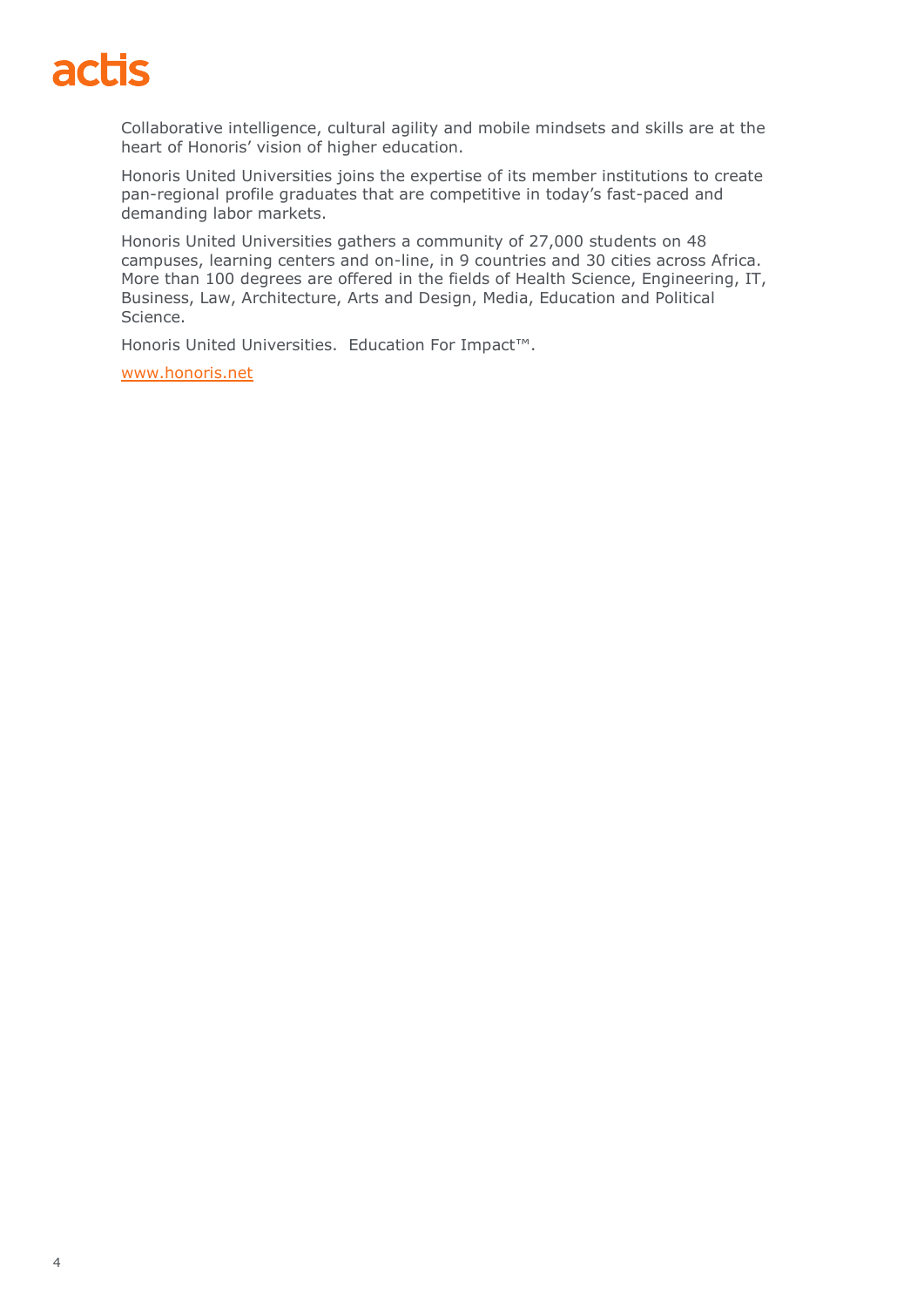Collaborative intelligence, cultural agility and mobile mindsets and skills are at the heart of Honoris' vision of higher education.

Honoris United Universities joins the expertise of its member institutions to create pan-regional profile graduates that are competitive in today's fast-paced and demanding labor markets.

Honoris United Universities gathers a community of 27,000 students on 48 campuses, learning centers and on-line, in 9 countries and 30 cities across Africa. More than 100 degrees are offered in the fields of Health Science, Engineering, IT, Business, Law, Architecture, Arts and Design, Media, Education and Political Science.

Honoris United Universities.  Education For Impact™.

www.honoris.net